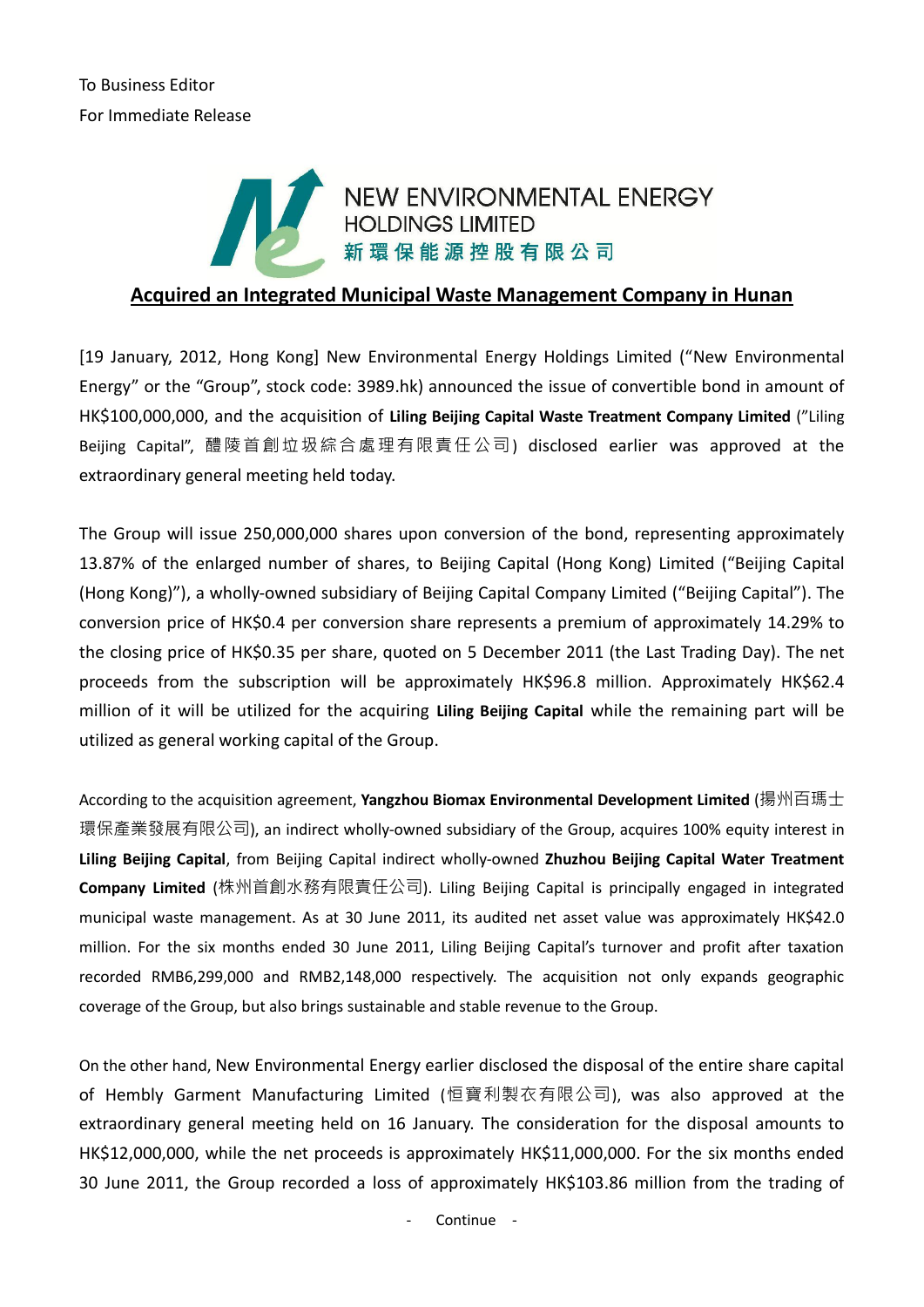To Business Editor
For Immediate Release

NEW ENVIRONMENTAL ENERGY
HOLDINGS LIMITED
新環保能源控股有限公司

## Acquired an Integrated Municipal Waste Management Company in Hunan

[19 January, 2012, Hong Kong] New Environmental Energy Holdings Limited ("New Environmental Energy" or the "Group", stock code: 3989.hk) announced the issue of convertible bond in amount of HK$100,000,000, and the acquisition of **Liling Beijing Capital Waste Treatment Company Limited** ("Liling Beijing Capital", 醴陵首創垃圾綜合處理有限責任公司) disclosed earlier was approved at the extraordinary general meeting held today.

The Group will issue 250,000,000 shares upon conversion of the bond, representing approximately 13.87% of the enlarged number of shares, to Beijing Capital (Hong Kong) Limited ("Beijing Capital (Hong Kong)"), a wholly-owned subsidiary of Beijing Capital Company Limited ("Beijing Capital"). The conversion price of HK$0.4 per conversion share represents a premium of approximately 14.29% to the closing price of HK$0.35 per share, quoted on 5 December 2011 (the Last Trading Day). The net proceeds from the subscription will be approximately HK$96.8 million. Approximately HK$62.4 million of it will be utilized for the acquiring **Liling Beijing Capital** while the remaining part will be utilized as general working capital of the Group.

According to the acquisition agreement, **Yangzhou Biomax Environmental Development Limited** (揚州百瑪士環保產業發展有限公司), an indirect wholly-owned subsidiary of the Group, acquires 100% equity interest in **Liling Beijing Capital**, from Beijing Capital indirect wholly-owned **Zhuzhou Beijing Capital Water Treatment Company Limited** (株州首創水務有限責任公司). Liling Beijing Capital is principally engaged in integrated municipal waste management. As at 30 June 2011, its audited net asset value was approximately HK$42.0 million. For the six months ended 30 June 2011, Liling Beijing Capital's turnover and profit after taxation recorded RMB6,299,000 and RMB2,148,000 respectively. The acquisition not only expands geographic coverage of the Group, but also brings sustainable and stable revenue to the Group.

On the other hand, New Environmental Energy earlier disclosed the disposal of the entire share capital of Hembly Garment Manufacturing Limited (恒寶利製衣有限公司), was also approved at the extraordinary general meeting held on 16 January. The consideration for the disposal amounts to HK$12,000,000, while the net proceeds is approximately HK$11,000,000. For the six months ended 30 June 2011, the Group recorded a loss of approximately HK$103.86 million from the trading of

- Continue -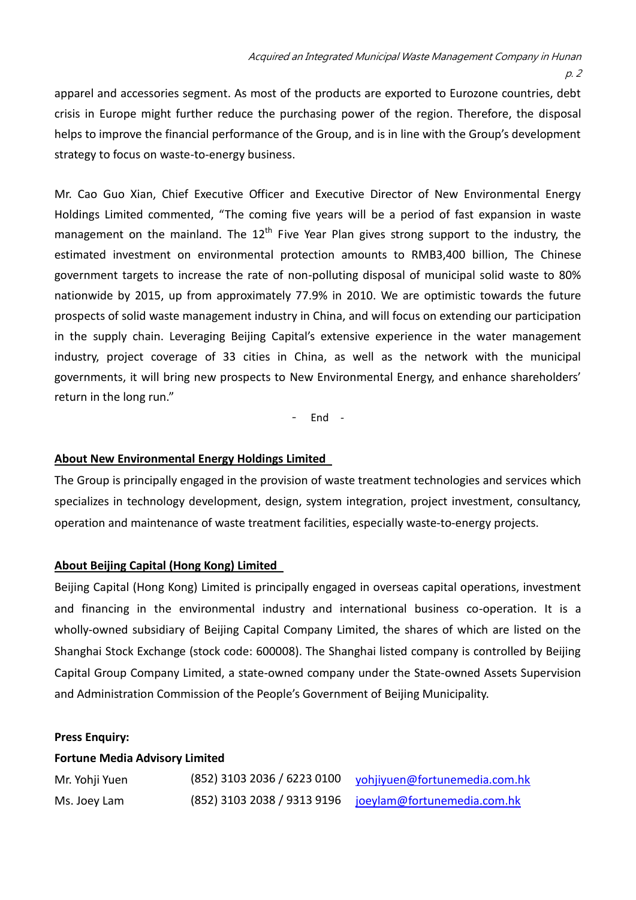apparel and accessories segment. As most of the products are exported to Eurozone countries, debt crisis in Europe might further reduce the purchasing power of the region. Therefore, the disposal helps to improve the financial performance of the Group, and is in line with the Group's development strategy to focus on waste-to-energy business.

Mr. Cao Guo Xian, Chief Executive Officer and Executive Director of New Environmental Energy Holdings Limited commented, "The coming five years will be a period of fast expansion in waste management on the mainland. The 12th Five Year Plan gives strong support to the industry, the estimated investment on environmental protection amounts to RMB3,400 billion, The Chinese government targets to increase the rate of non-polluting disposal of municipal solid waste to 80% nationwide by 2015, up from approximately 77.9% in 2010. We are optimistic towards the future prospects of solid waste management industry in China, and will focus on extending our participation in the supply chain. Leveraging Beijing Capital's extensive experience in the water management industry, project coverage of 33 cities in China, as well as the network with the municipal governments, it will bring new prospects to New Environmental Energy, and enhance shareholders' return in the long run."

\- End -

**About New Environmental Energy Holdings Limited**

The Group is principally engaged in the provision of waste treatment technologies and services which specializes in technology development, design, system integration, project investment, consultancy, operation and maintenance of waste treatment facilities, especially waste-to-energy projects.

**About Beijing Capital (Hong Kong) Limited**

Beijing Capital (Hong Kong) Limited is principally engaged in overseas capital operations, investment and financing in the environmental industry and international business co-operation. It is a wholly-owned subsidiary of Beijing Capital Company Limited, the shares of which are listed on the Shanghai Stock Exchange (stock code: 600008). The Shanghai listed company is controlled by Beijing Capital Group Company Limited, a state-owned company under the State-owned Assets Supervision and Administration Commission of the People's Government of Beijing Municipality.

**Press Enquiry:**

**Fortune Media Advisory Limited**

| | | |
|---|---|---|
| Mr. Yohji Yuen | (852) 3103 2036 / 6223 0100 | yohjiyuen@fortunemedia.com.hk |
| Ms. Joey Lam | (852) 3103 2038 / 9313 9196 | joeylam@fortunemedia.com.hk |